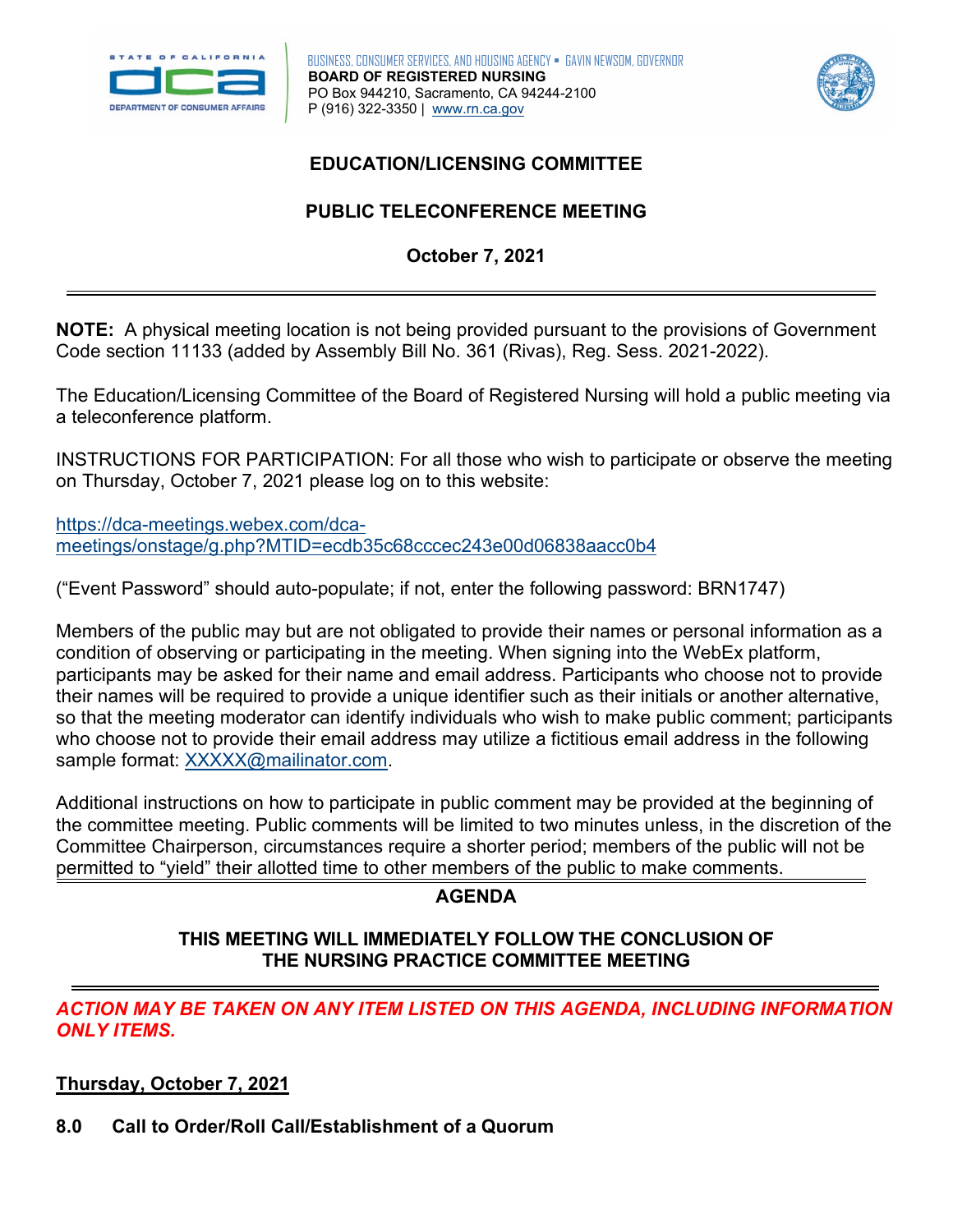BUSINESS, CONSUMER SERVICES, AND HOUSING AGENCY • GAVIN NEWSOM, GOVERNOR
**BOARD OF REGISTERED NURSING**
PO Box 944210, Sacramento, CA 94244-2100
P (916) 322-3350 | www.rn.ca.gov

# EDUCATION/LICENSING COMMITTEE

## PUBLIC TELECONFERENCE MEETING

**October 7, 2021**

---

**NOTE:** A physical meeting location is not being provided pursuant to the provisions of Government Code section 11133 (added by Assembly Bill No. 361 (Rivas), Reg. Sess. 2021-2022).

The Education/Licensing Committee of the Board of Registered Nursing will hold a public meeting via a teleconference platform.

INSTRUCTIONS FOR PARTICIPATION: For all those who wish to participate or observe the meeting on Thursday, October 7, 2021 please log on to this website:

https://dca-meetings.webex.com/dca-meetings/onstage/g.php?MTID=ecdb35c68cccec243e00d06838aacc0b4

("Event Password" should auto-populate; if not, enter the following password: BRN1747)

Members of the public may but are not obligated to provide their names or personal information as a condition of observing or participating in the meeting. When signing into the WebEx platform, participants may be asked for their name and email address. Participants who choose not to provide their names will be required to provide a unique identifier such as their initials or another alternative, so that the meeting moderator can identify individuals who wish to make public comment; participants who choose not to provide their email address may utilize a fictitious email address in the following sample format: XXXXX@mailinator.com.

Additional instructions on how to participate in public comment may be provided at the beginning of the committee meeting. Public comments will be limited to two minutes unless, in the discretion of the Committee Chairperson, circumstances require a shorter period; members of the public will not be permitted to "yield" their allotted time to other members of the public to make comments.

## AGENDA

**THIS MEETING WILL IMMEDIATELY FOLLOW THE CONCLUSION OF THE NURSING PRACTICE COMMITTEE MEETING**

---

***ACTION MAY BE TAKEN ON ANY ITEM LISTED ON THIS AGENDA, INCLUDING INFORMATION ONLY ITEMS.***

**Thursday, October 7, 2021**

**8.0 Call to Order/Roll Call/Establishment of a Quorum**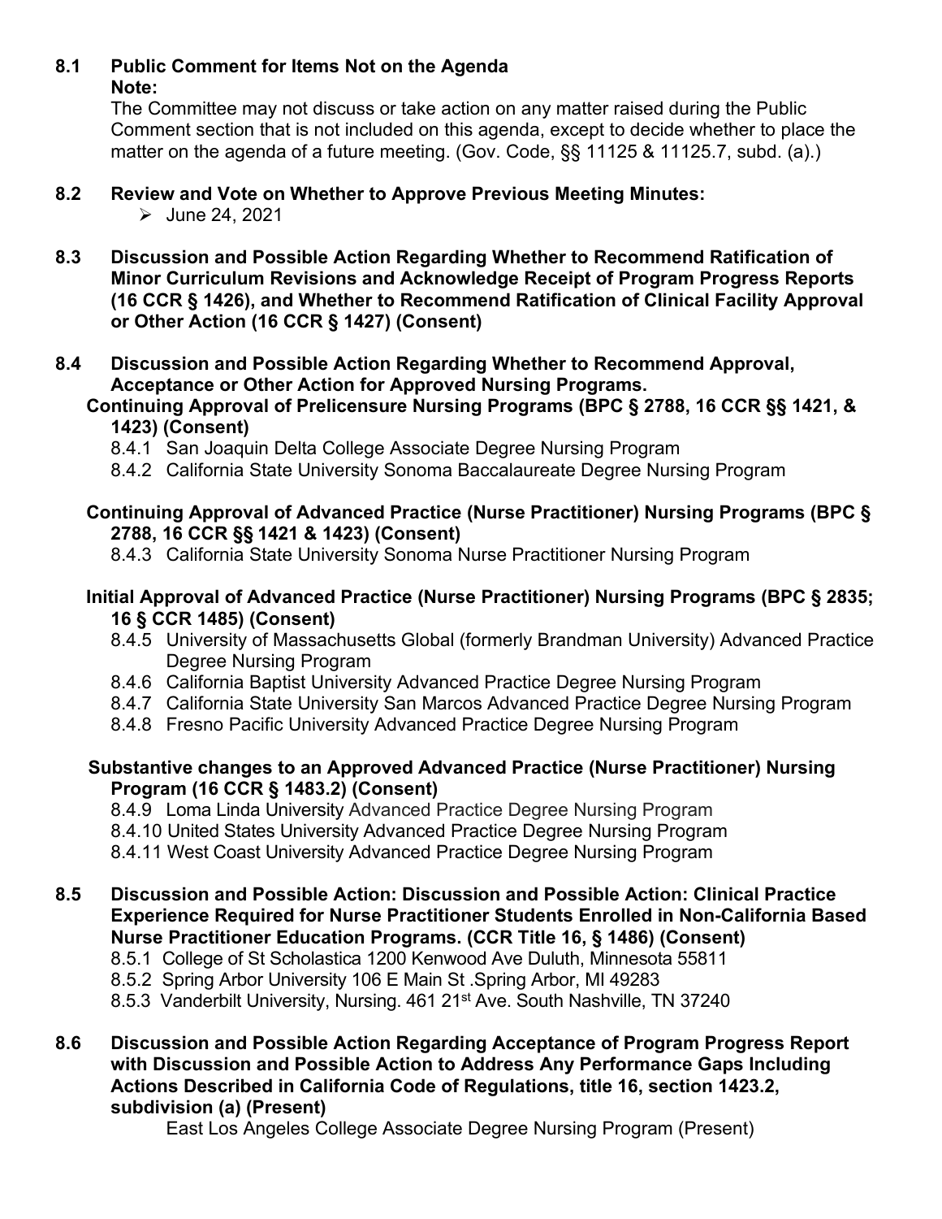## 8.1 Public Comment for Items Not on the Agenda

**Note:**

The Committee may not discuss or take action on any matter raised during the Public Comment section that is not included on this agenda, except to decide whether to place the matter on the agenda of a future meeting. (Gov. Code, §§ 11125 & 11125.7, subd. (a).)

## 8.2 Review and Vote on Whether to Approve Previous Meeting Minutes:

- June 24, 2021

## 8.3 Discussion and Possible Action Regarding Whether to Recommend Ratification of Minor Curriculum Revisions and Acknowledge Receipt of Program Progress Reports (16 CCR § 1426), and Whether to Recommend Ratification of Clinical Facility Approval or Other Action (16 CCR § 1427) (Consent)

## 8.4 Discussion and Possible Action Regarding Whether to Recommend Approval, Acceptance or Other Action for Approved Nursing Programs.

**Continuing Approval of Prelicensure Nursing Programs (BPC § 2788, 16 CCR §§ 1421, & 1423) (Consent)**

8.4.1 San Joaquin Delta College Associate Degree Nursing Program
8.4.2 California State University Sonoma Baccalaureate Degree Nursing Program

**Continuing Approval of Advanced Practice (Nurse Practitioner) Nursing Programs (BPC § 2788, 16 CCR §§ 1421 & 1423) (Consent)**

8.4.3 California State University Sonoma Nurse Practitioner Nursing Program

**Initial Approval of Advanced Practice (Nurse Practitioner) Nursing Programs (BPC § 2835; 16 § CCR 1485) (Consent)**

8.4.5 University of Massachusetts Global (formerly Brandman University) Advanced Practice Degree Nursing Program
8.4.6 California Baptist University Advanced Practice Degree Nursing Program
8.4.7 California State University San Marcos Advanced Practice Degree Nursing Program
8.4.8 Fresno Pacific University Advanced Practice Degree Nursing Program

**Substantive changes to an Approved Advanced Practice (Nurse Practitioner) Nursing Program (16 CCR § 1483.2) (Consent)**

8.4.9 Loma Linda University Advanced Practice Degree Nursing Program
8.4.10 United States University Advanced Practice Degree Nursing Program
8.4.11 West Coast University Advanced Practice Degree Nursing Program

## 8.5 Discussion and Possible Action: Discussion and Possible Action: Clinical Practice Experience Required for Nurse Practitioner Students Enrolled in Non-California Based Nurse Practitioner Education Programs. (CCR Title 16, § 1486) (Consent)

8.5.1 College of St Scholastica 1200 Kenwood Ave Duluth, Minnesota 55811
8.5.2 Spring Arbor University 106 E Main St .Spring Arbor, MI 49283
8.5.3 Vanderbilt University, Nursing. 461 21st Ave. South Nashville, TN 37240

## 8.6 Discussion and Possible Action Regarding Acceptance of Program Progress Report with Discussion and Possible Action to Address Any Performance Gaps Including Actions Described in California Code of Regulations, title 16, section 1423.2, subdivision (a) (Present)

East Los Angeles College Associate Degree Nursing Program (Present)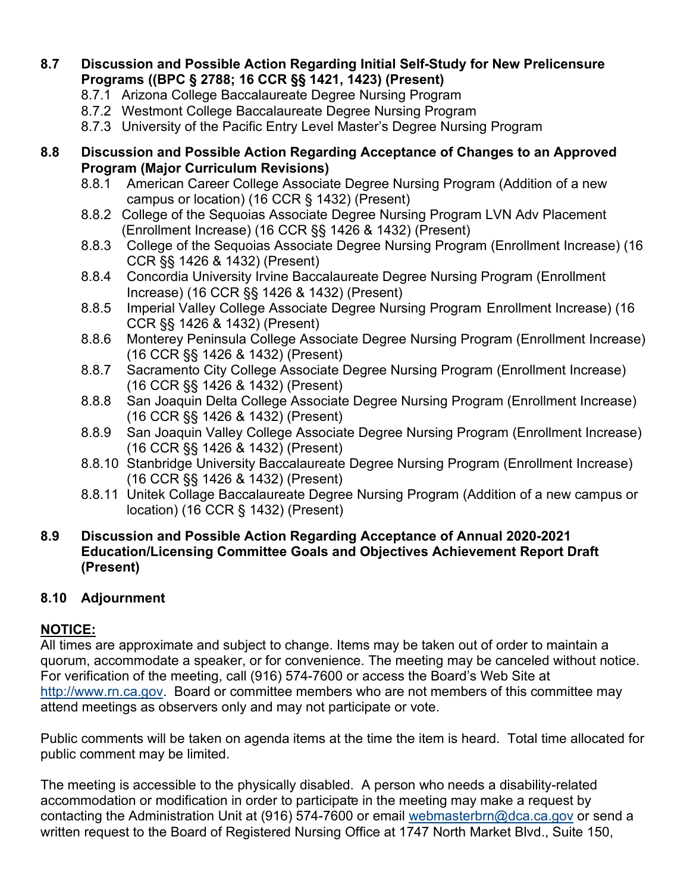**8.7 Discussion and Possible Action Regarding Initial Self-Study for New Prelicensure Programs ((BPC § 2788; 16 CCR §§ 1421, 1423) (Present)**

- 8.7.1 Arizona College Baccalaureate Degree Nursing Program
- 8.7.2 Westmont College Baccalaureate Degree Nursing Program
- 8.7.3 University of the Pacific Entry Level Master's Degree Nursing Program

**8.8 Discussion and Possible Action Regarding Acceptance of Changes to an Approved Program (Major Curriculum Revisions)**

- 8.8.1 American Career College Associate Degree Nursing Program (Addition of a new campus or location) (16 CCR § 1432) (Present)
- 8.8.2 College of the Sequoias Associate Degree Nursing Program LVN Adv Placement (Enrollment Increase) (16 CCR §§ 1426 & 1432) (Present)
- 8.8.3 College of the Sequoias Associate Degree Nursing Program (Enrollment Increase) (16 CCR §§ 1426 & 1432) (Present)
- 8.8.4 Concordia University Irvine Baccalaureate Degree Nursing Program (Enrollment Increase) (16 CCR §§ 1426 & 1432) (Present)
- 8.8.5 Imperial Valley College Associate Degree Nursing Program Enrollment Increase) (16 CCR §§ 1426 & 1432) (Present)
- 8.8.6 Monterey Peninsula College Associate Degree Nursing Program (Enrollment Increase) (16 CCR §§ 1426 & 1432) (Present)
- 8.8.7 Sacramento City College Associate Degree Nursing Program (Enrollment Increase) (16 CCR §§ 1426 & 1432) (Present)
- 8.8.8 San Joaquin Delta College Associate Degree Nursing Program (Enrollment Increase) (16 CCR §§ 1426 & 1432) (Present)
- 8.8.9 San Joaquin Valley College Associate Degree Nursing Program (Enrollment Increase) (16 CCR §§ 1426 & 1432) (Present)
- 8.8.10 Stanbridge University Baccalaureate Degree Nursing Program (Enrollment Increase) (16 CCR §§ 1426 & 1432) (Present)
- 8.8.11 Unitek Collage Baccalaureate Degree Nursing Program (Addition of a new campus or location) (16 CCR § 1432) (Present)

**8.9 Discussion and Possible Action Regarding Acceptance of Annual 2020-2021 Education/Licensing Committee Goals and Objectives Achievement Report Draft (Present)**

**8.10 Adjournment**

**NOTICE:**

All times are approximate and subject to change. Items may be taken out of order to maintain a quorum, accommodate a speaker, or for convenience. The meeting may be canceled without notice. For verification of the meeting, call (916) 574-7600 or access the Board's Web Site at http://www.rn.ca.gov. Board or committee members who are not members of this committee may attend meetings as observers only and may not participate or vote.

Public comments will be taken on agenda items at the time the item is heard. Total time allocated for public comment may be limited.

The meeting is accessible to the physically disabled. A person who needs a disability-related accommodation or modification in order to participate in the meeting may make a request by contacting the Administration Unit at (916) 574-7600 or email webmasterbrn@dca.ca.gov or send a written request to the Board of Registered Nursing Office at 1747 North Market Blvd., Suite 150,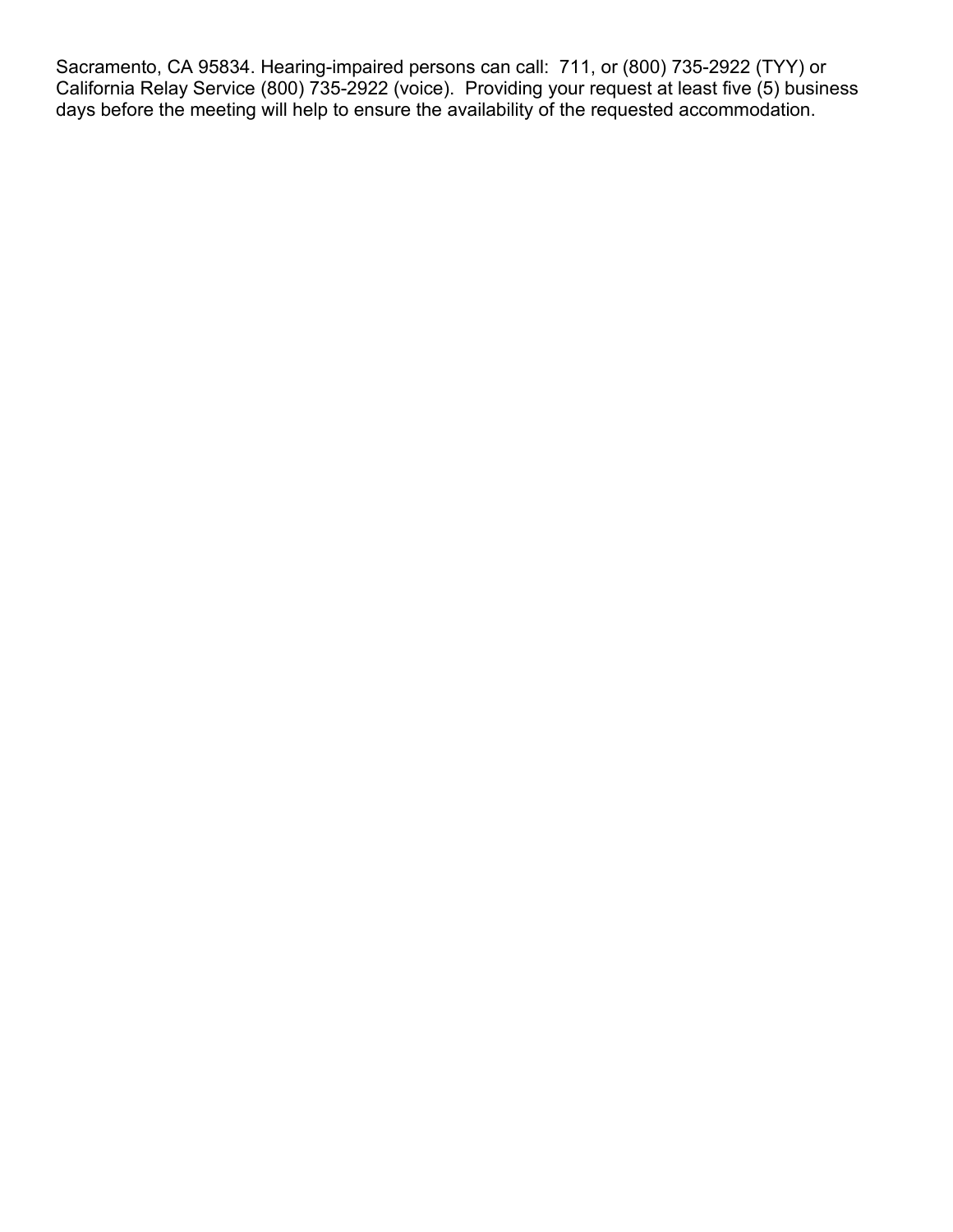Sacramento, CA 95834. Hearing-impaired persons can call: 711, or (800) 735-2922 (TYY) or California Relay Service (800) 735-2922 (voice). Providing your request at least five (5) business days before the meeting will help to ensure the availability of the requested accommodation.